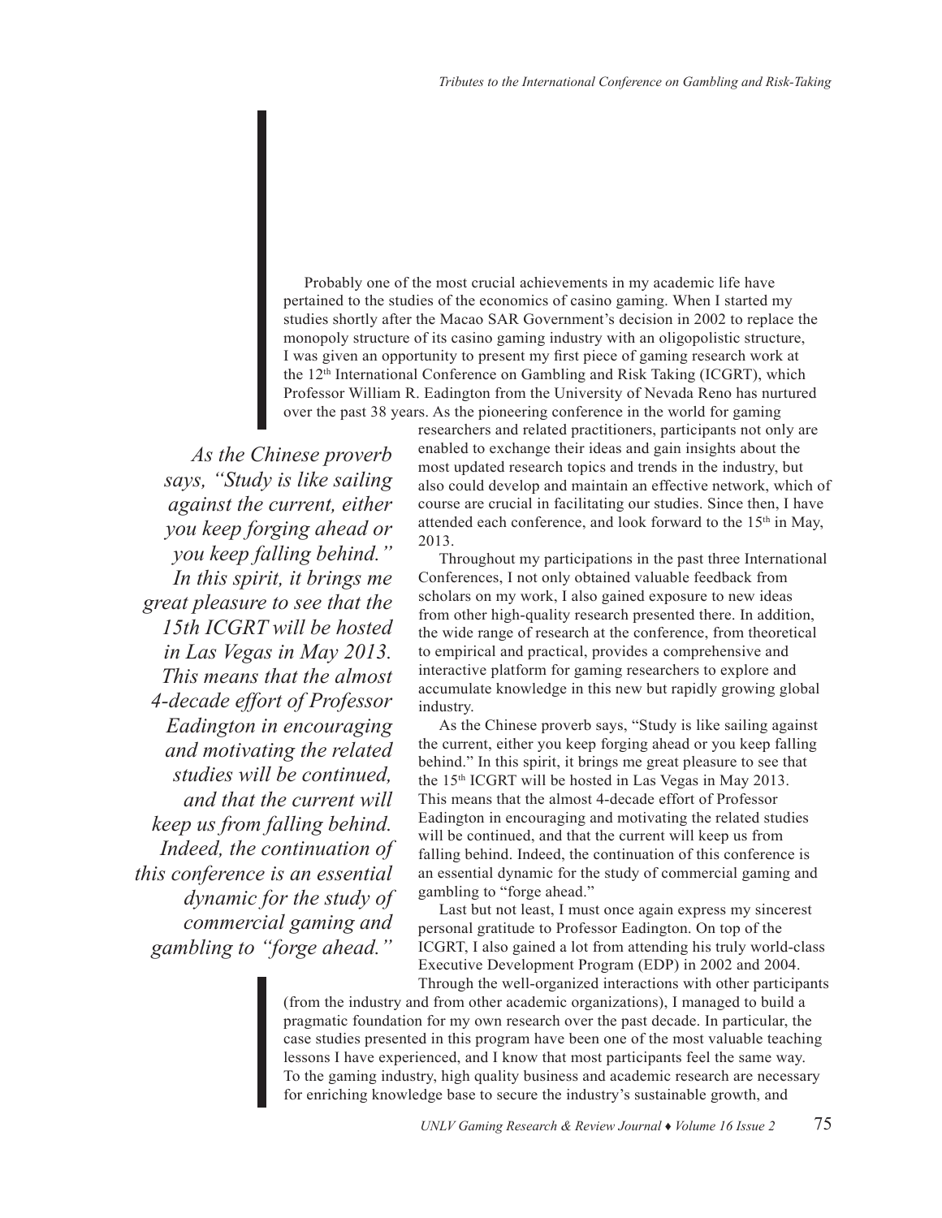Probably one of the most crucial achievements in my academic life have pertained to the studies of the economics of casino gaming. When I started my studies shortly after the Macao SAR Government's decision in 2002 to replace the monopoly structure of its casino gaming industry with an oligopolistic structure, I was given an opportunity to present my first piece of gaming research work at the 12th International Conference on Gambling and Risk Taking (ICGRT), which Professor William R. Eadington from the University of Nevada Reno has nurtured over the past 38 years. As the pioneering conference in the world for gaming researchers and related practitioners, participants not only are enabled to exchange their ideas and gain insights about the most updated research topics and trends in the industry, but also could develop and maintain an effective network, which of course are crucial in facilitating our studies. Since then, I have attended each conference, and look forward to the 15th in May, 2013.

> *As the Chinese proverb says, "Study is like sailing against the current, either you keep forging ahead or you keep falling behind." In this spirit, it brings me great pleasure to see that the 15th ICGRT will be hosted in Las Vegas in May 2013. This means that the almost 4-decade effort of Professor Eadington in encouraging and motivating the related studies will be continued, and that the current will keep us from falling behind. Indeed, the continuation of this conference is an essential dynamic for the study of commercial gaming and gambling to "forge ahead."*

Throughout my participations in the past three International Conferences, I not only obtained valuable feedback from scholars on my work, I also gained exposure to new ideas from other high-quality research presented there. In addition, the wide range of research at the conference, from theoretical to empirical and practical, provides a comprehensive and interactive platform for gaming researchers to explore and accumulate knowledge in this new but rapidly growing global industry.

As the Chinese proverb says, "Study is like sailing against the current, either you keep forging ahead or you keep falling behind." In this spirit, it brings me great pleasure to see that the 15th ICGRT will be hosted in Las Vegas in May 2013. This means that the almost 4-decade effort of Professor Eadington in encouraging and motivating the related studies will be continued, and that the current will keep us from falling behind. Indeed, the continuation of this conference is an essential dynamic for the study of commercial gaming and gambling to "forge ahead."

Last but not least, I must once again express my sincerest personal gratitude to Professor Eadington. On top of the ICGRT, I also gained a lot from attending his truly world-class Executive Development Program (EDP) in 2002 and 2004. Through the well-organized interactions with other participants (from the industry and from other academic organizations), I managed to build a pragmatic foundation for my own research over the past decade. In particular, the case studies presented in this program have been one of the most valuable teaching lessons I have experienced, and I know that most participants feel the same way. To the gaming industry, high quality business and academic research are necessary for enriching knowledge base to secure the industry's sustainable growth, and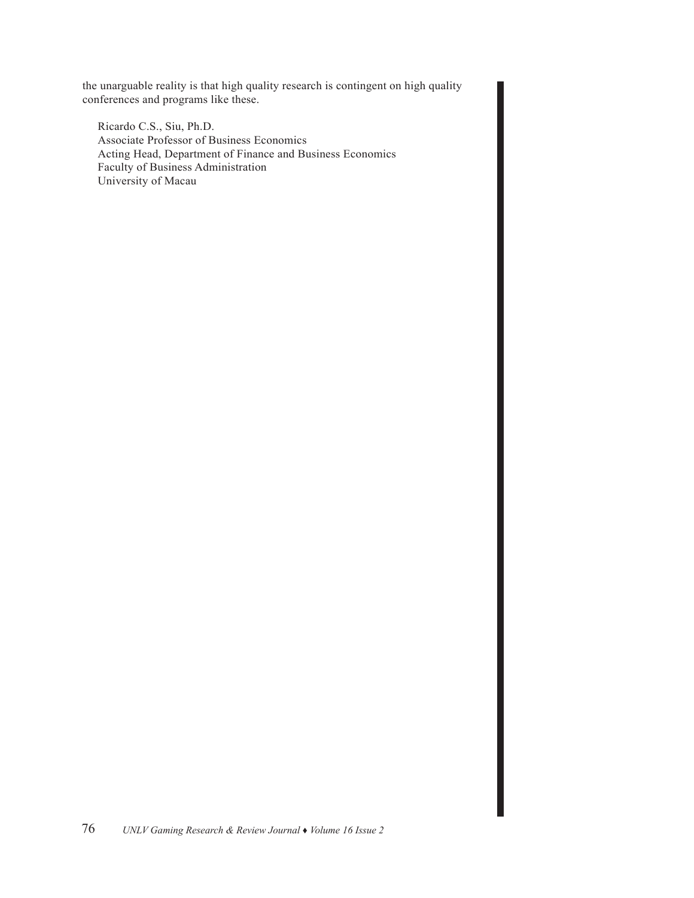the unarguable reality is that high quality research is contingent on high quality conferences and programs like these.

Ricardo C.S., Siu, Ph.D.
Associate Professor of Business Economics
Acting Head, Department of Finance and Business Economics
Faculty of Business Administration
University of Macau